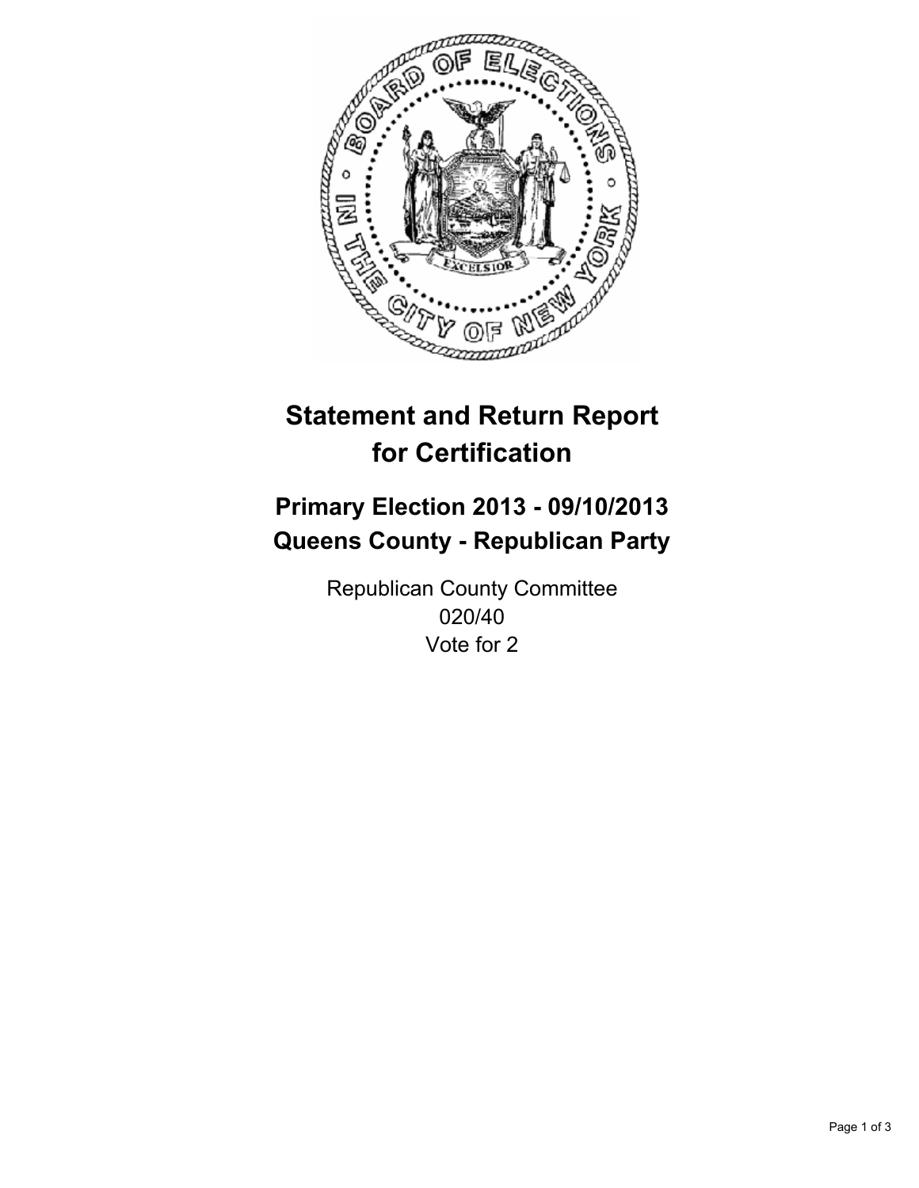# Statement and Return Report for Certification

## Primary Election 2013 - 09/10/2013
## Queens County - Republican Party

Republican County Committee
020/40
Vote for 2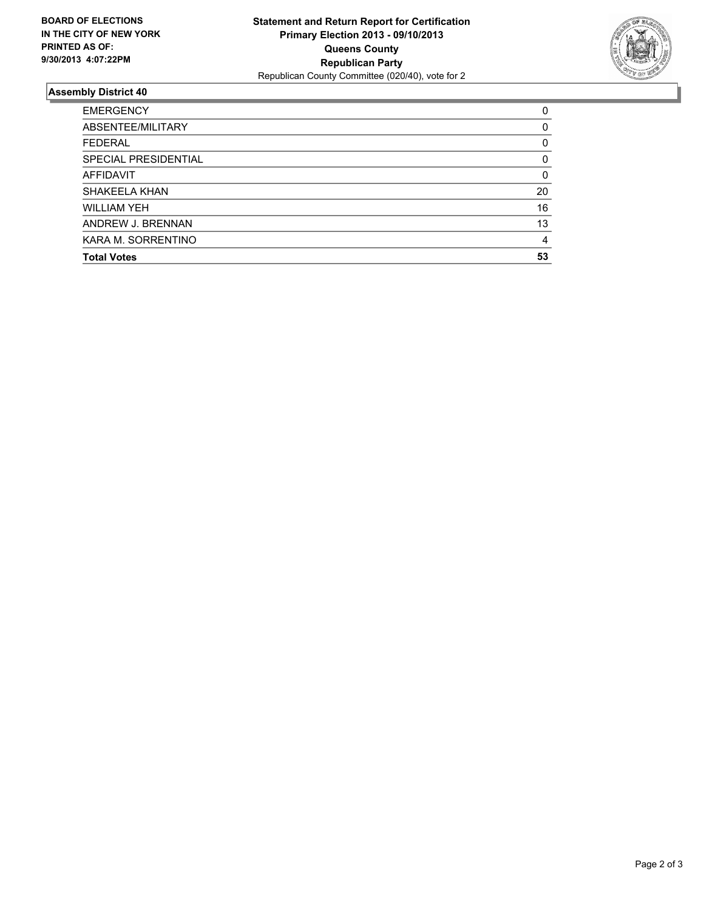**BOARD OF ELECTIONS IN THE CITY OF NEW YORK PRINTED AS OF: 9/30/2013 4:07:22PM**

**Statement and Return Report for Certification**
**Primary Election 2013 - 09/10/2013**
**Queens County**
**Republican Party**
Republican County Committee (020/40), vote for 2

## Assembly District 40

| | |
|---|---|
| EMERGENCY | 0 |
| ABSENTEE/MILITARY | 0 |
| FEDERAL | 0 |
| SPECIAL PRESIDENTIAL | 0 |
| AFFIDAVIT | 0 |
| SHAKEELA KHAN | 20 |
| WILLIAM YEH | 16 |
| ANDREW J. BRENNAN | 13 |
| KARA M. SORRENTINO | 4 |
| **Total Votes** | **53** |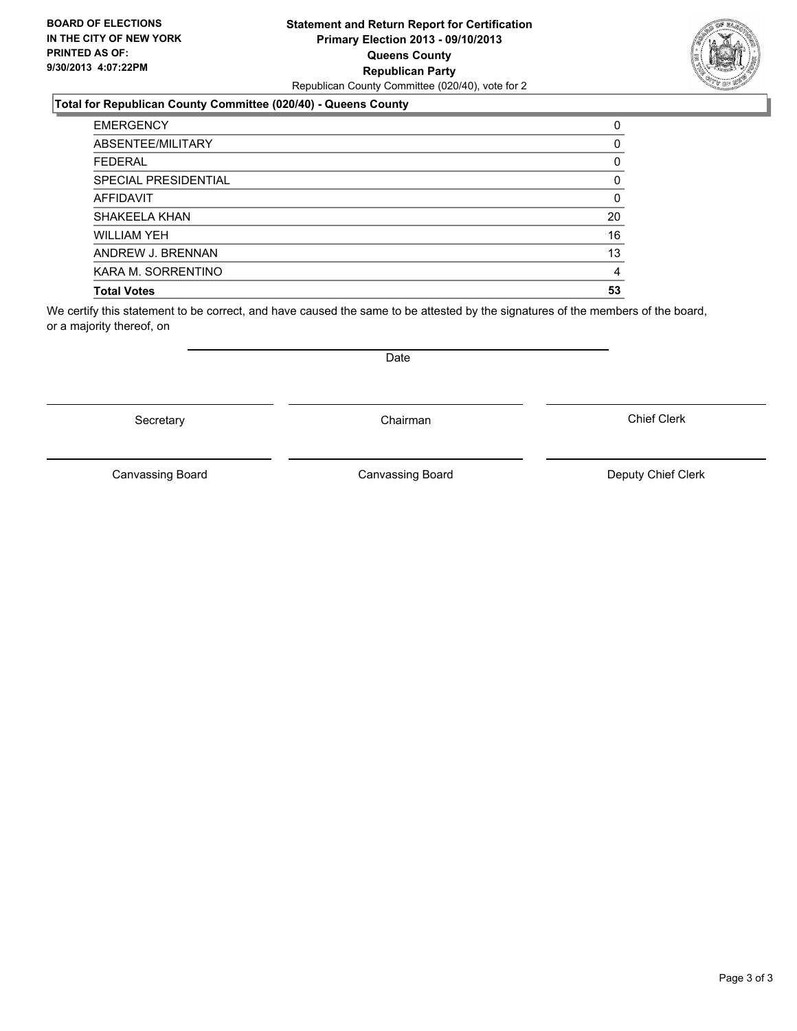**BOARD OF ELECTIONS IN THE CITY OF NEW YORK PRINTED AS OF: 9/30/2013 4:07:22PM**

**Statement and Return Report for Certification**
**Primary Election 2013 - 09/10/2013**
**Queens County**
**Republican Party**
Republican County Committee (020/40), vote for 2

### Total for Republican County Committee (020/40) - Queens County

| | |
|---|---|
| EMERGENCY | 0 |
| ABSENTEE/MILITARY | 0 |
| FEDERAL | 0 |
| SPECIAL PRESIDENTIAL | 0 |
| AFFIDAVIT | 0 |
| SHAKEELA KHAN | 20 |
| WILLIAM YEH | 16 |
| ANDREW J. BRENNAN | 13 |
| KARA M. SORRENTINO | 4 |
| **Total Votes** | **53** |

We certify this statement to be correct, and have caused the same to be attested by the signatures of the members of the board, or a majority thereof, on

Date

Secretary | Chairman | Chief Clerk

Canvassing Board | Canvassing Board | Deputy Chief Clerk